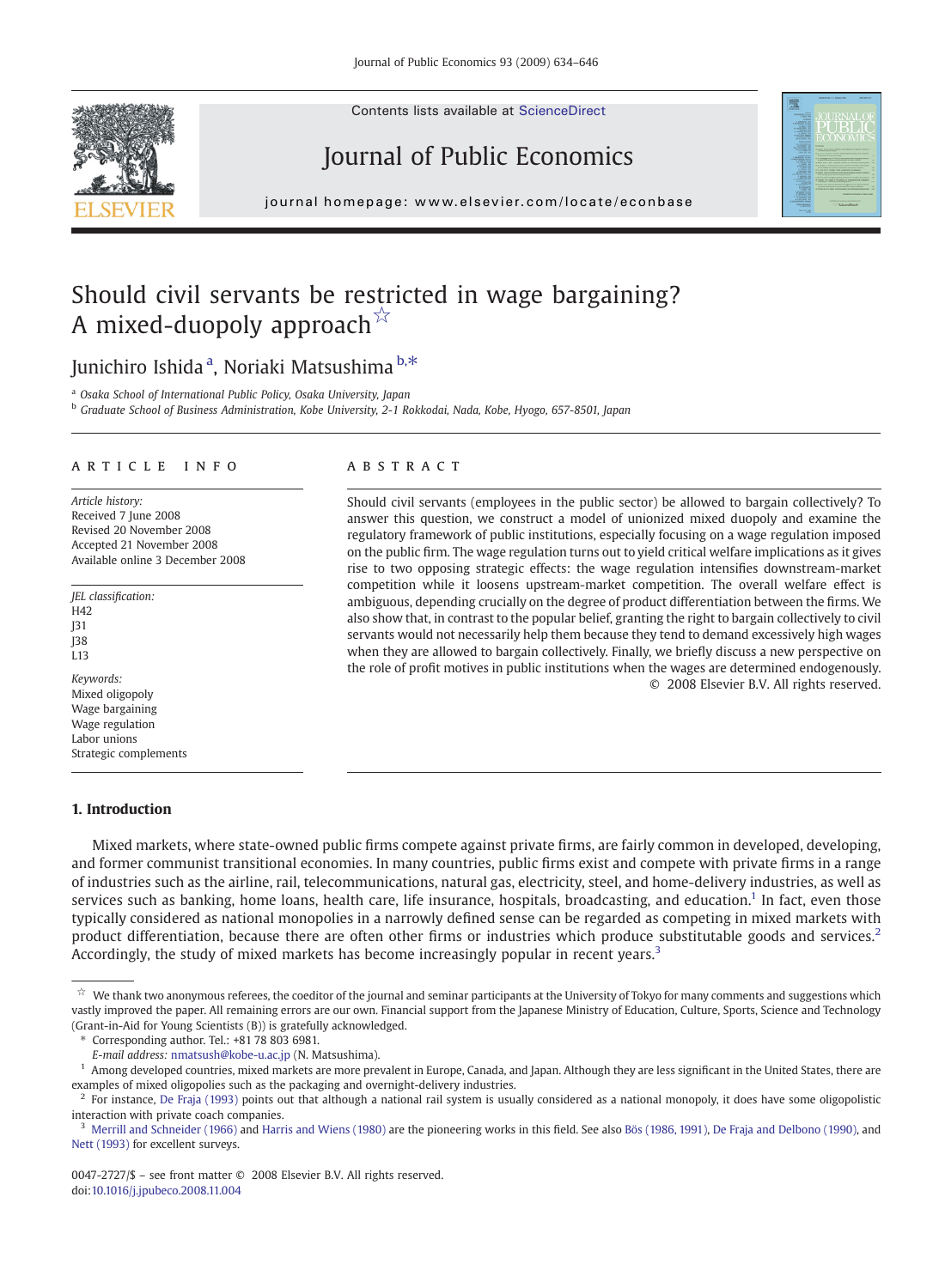# Should civil servants be restricted in wage bargaining? A mixed-duopoly approach[☆]

Junichiro Ishida[a], Noriaki Matsushima[b,*]

[a] Osaka School of International Public Policy, Osaka University, Japan

[b] Graduate School of Business Administration, Kobe University, 2-1 Rokkodai, Nada, Kobe, Hyogo, 657-8501, Japan

## ARTICLE INFO

*Article history:*
Received 7 June 2008
Revised 20 November 2008
Accepted 21 November 2008
Available online 3 December 2008

*JEL classification:*
H42
J31
J38
L13

*Keywords:*
Mixed oligopoly
Wage bargaining
Wage regulation
Labor unions
Strategic complements

## ABSTRACT

Should civil servants (employees in the public sector) be allowed to bargain collectively? To answer this question, we construct a model of unionized mixed duopoly and examine the regulatory framework of public institutions, especially focusing on a wage regulation imposed on the public firm. The wage regulation turns out to yield critical welfare implications as it gives rise to two opposing strategic effects: the wage regulation intensifies downstream-market competition while it loosens upstream-market competition. The overall welfare effect is ambiguous, depending crucially on the degree of product differentiation between the firms. We also show that, in contrast to the popular belief, granting the right to bargain collectively to civil servants would not necessarily help them because they tend to demand excessively high wages when they are allowed to bargain collectively. Finally, we briefly discuss a new perspective on the role of profit motives in public institutions when the wages are determined endogenously.

© 2008 Elsevier B.V. All rights reserved.

## 1. Introduction

Mixed markets, where state-owned public firms compete against private firms, are fairly common in developed, developing, and former communist transitional economies. In many countries, public firms exist and compete with private firms in a range of industries such as the airline, rail, telecommunications, natural gas, electricity, steel, and home-delivery industries, as well as services such as banking, home loans, health care, life insurance, hospitals, broadcasting, and education.[1] In fact, even those typically considered as national monopolies in a narrowly defined sense can be regarded as competing in mixed markets with product differentiation, because there are often other firms or industries which produce substitutable goods and services.[2] Accordingly, the study of mixed markets has become increasingly popular in recent years.[3]

---

[☆] We thank two anonymous referees, the coeditor of the journal and seminar participants at the University of Tokyo for many comments and suggestions which vastly improved the paper. All remaining errors are our own. Financial support from the Japanese Ministry of Education, Culture, Sports, Science and Technology (Grant-in-Aid for Young Scientists (B)) is gratefully acknowledged.

\* Corresponding author. Tel.: +81 78 803 6981.
*E-mail address:* nmatsush@kobe-u.ac.jp (N. Matsushima).

[1] Among developed countries, mixed markets are more prevalent in Europe, Canada, and Japan. Although they are less significant in the United States, there are examples of mixed oligopolies such as the packaging and overnight-delivery industries.

[2] For instance, De Fraja (1993) points out that although a national rail system is usually considered as a national monopoly, it does have some oligopolistic interaction with private coach companies.

[3] Merrill and Schneider (1966) and Harris and Wiens (1980) are the pioneering works in this field. See also Bös (1986, 1991), De Fraja and Delbono (1990), and Nett (1993) for excellent surveys.

0047-2727/$ – see front matter © 2008 Elsevier B.V. All rights reserved.
doi:10.1016/j.jpubeco.2008.11.004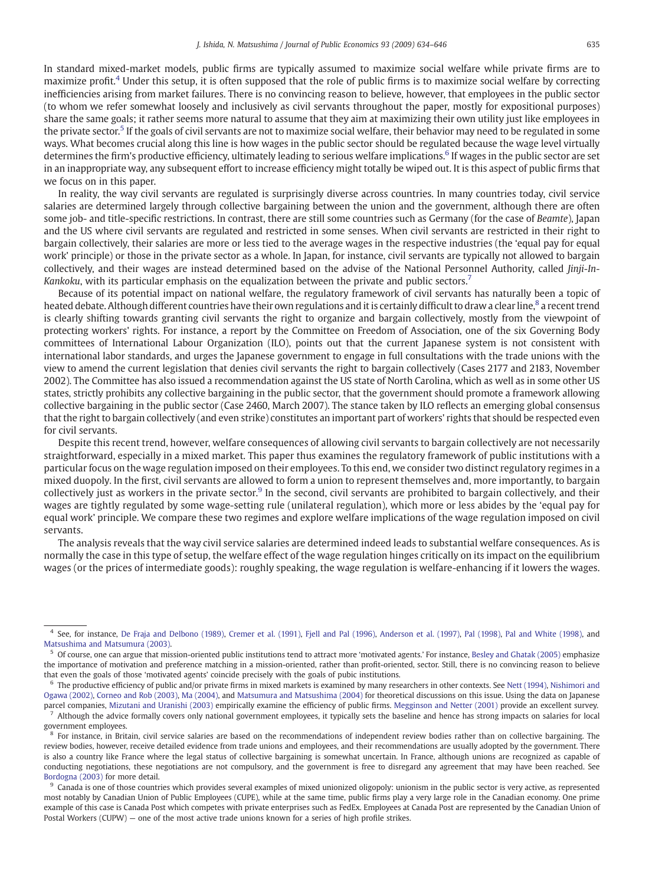In standard mixed-market models, public firms are typically assumed to maximize social welfare while private firms are to maximize profit.[4] Under this setup, it is often supposed that the role of public firms is to maximize social welfare by correcting inefficiencies arising from market failures. There is no convincing reason to believe, however, that employees in the public sector (to whom we refer somewhat loosely and inclusively as civil servants throughout the paper, mostly for expositional purposes) share the same goals; it rather seems more natural to assume that they aim at maximizing their own utility just like employees in the private sector.[5] If the goals of civil servants are not to maximize social welfare, their behavior may need to be regulated in some ways. What becomes crucial along this line is how wages in the public sector should be regulated because the wage level virtually determines the firm's productive efficiency, ultimately leading to serious welfare implications.[6] If wages in the public sector are set in an inappropriate way, any subsequent effort to increase efficiency might totally be wiped out. It is this aspect of public firms that we focus on in this paper.

In reality, the way civil servants are regulated is surprisingly diverse across countries. In many countries today, civil service salaries are determined largely through collective bargaining between the union and the government, although there are often some job- and title-specific restrictions. In contrast, there are still some countries such as Germany (for the case of *Beamte*), Japan and the US where civil servants are regulated and restricted in some senses. When civil servants are restricted in their right to bargain collectively, their salaries are more or less tied to the average wages in the respective industries (the 'equal pay for equal work' principle) or those in the private sector as a whole. In Japan, for instance, civil servants are typically not allowed to bargain collectively, and their wages are instead determined based on the advise of the National Personnel Authority, called *Jinji-In-Kankoku*, with its particular emphasis on the equalization between the private and public sectors.[7]

Because of its potential impact on national welfare, the regulatory framework of civil servants has naturally been a topic of heated debate. Although different countries have their own regulations and it is certainly difficult to draw a clear line,[8] a recent trend is clearly shifting towards granting civil servants the right to organize and bargain collectively, mostly from the viewpoint of protecting workers' rights. For instance, a report by the Committee on Freedom of Association, one of the six Governing Body committees of International Labour Organization (ILO), points out that the current Japanese system is not consistent with international labor standards, and urges the Japanese government to engage in full consultations with the trade unions with the view to amend the current legislation that denies civil servants the right to bargain collectively (Cases 2177 and 2183, November 2002). The Committee has also issued a recommendation against the US state of North Carolina, which as well as in some other US states, strictly prohibits any collective bargaining in the public sector, that the government should promote a framework allowing collective bargaining in the public sector (Case 2460, March 2007). The stance taken by ILO reflects an emerging global consensus that the right to bargain collectively (and even strike) constitutes an important part of workers' rights that should be respected even for civil servants.

Despite this recent trend, however, welfare consequences of allowing civil servants to bargain collectively are not necessarily straightforward, especially in a mixed market. This paper thus examines the regulatory framework of public institutions with a particular focus on the wage regulation imposed on their employees. To this end, we consider two distinct regulatory regimes in a mixed duopoly. In the first, civil servants are allowed to form a union to represent themselves and, more importantly, to bargain collectively just as workers in the private sector.[9] In the second, civil servants are prohibited to bargain collectively, and their wages are tightly regulated by some wage-setting rule (unilateral regulation), which more or less abides by the 'equal pay for equal work' principle. We compare these two regimes and explore welfare implications of the wage regulation imposed on civil servants.

The analysis reveals that the way civil service salaries are determined indeed leads to substantial welfare consequences. As is normally the case in this type of setup, the welfare effect of the wage regulation hinges critically on its impact on the equilibrium wages (or the prices of intermediate goods): roughly speaking, the wage regulation is welfare-enhancing if it lowers the wages.

---

[4] See, for instance, De Fraja and Delbono (1989), Cremer et al. (1991), Fjell and Pal (1996), Anderson et al. (1997), Pal (1998), Pal and White (1998), and Matsushima and Matsumura (2003).

[5] Of course, one can argue that mission-oriented public institutions tend to attract more 'motivated agents.' For instance, Besley and Ghatak (2005) emphasize the importance of motivation and preference matching in a mission-oriented, rather than profit-oriented, sector. Still, there is no convincing reason to believe that even the goals of those 'motivated agents' coincide precisely with the goals of pubic institutions.

[6] The productive efficiency of public and/or private firms in mixed markets is examined by many researchers in other contexts. See Nett (1994), Nishimori and Ogawa (2002), Corneo and Rob (2003), Ma (2004), and Matsumura and Matsushima (2004) for theoretical discussions on this issue. Using the data on Japanese parcel companies, Mizutani and Uranishi (2003) empirically examine the efficiency of public firms. Megginson and Netter (2001) provide an excellent survey.

[7] Although the advice formally covers only national government employees, it typically sets the baseline and hence has strong impacts on salaries for local government employees.

[8] For instance, in Britain, civil service salaries are based on the recommendations of independent review bodies rather than on collective bargaining. The review bodies, however, receive detailed evidence from trade unions and employees, and their recommendations are usually adopted by the government. There is also a country like France where the legal status of collective bargaining is somewhat uncertain. In France, although unions are recognized as capable of conducting negotiations, these negotiations are not compulsory, and the government is free to disregard any agreement that may have been reached. See Bordogna (2003) for more detail.

[9] Canada is one of those countries which provides several examples of mixed unionized oligopoly: unionism in the public sector is very active, as represented most notably by Canadian Union of Public Employees (CUPE), while at the same time, public firms play a very large role in the Canadian economy. One prime example of this case is Canada Post which competes with private enterprises such as FedEx. Employees at Canada Post are represented by the Canadian Union of Postal Workers (CUPW) — one of the most active trade unions known for a series of high profile strikes.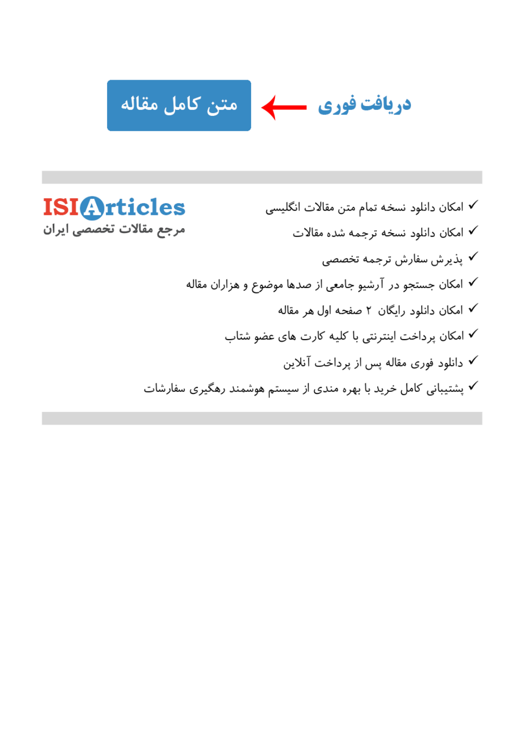دریافت فوری ← متن کامل مقاله

**ISIArticles**
مرجع مقالات تخصصی ایران

- ✓ امکان دانلود نسخه تمام متن مقالات انگلیسی
- ✓ امکان دانلود نسخه ترجمه شده مقالات
- ✓ پذیرش سفارش ترجمه تخصصی
- ✓ امکان جستجو در آرشیو جامعی از صدها موضوع و هزاران مقاله
- ✓ امکان دانلود رایگان ۲ صفحه اول هر مقاله
- ✓ امکان پرداخت اینترنتی با کلیه کارت های عضو شتاب
- ✓ دانلود فوری مقاله پس از پرداخت آنلاین
- ✓ پشتیبانی کامل خرید با بهره مندی از سیستم هوشمند رهگیری سفارشات